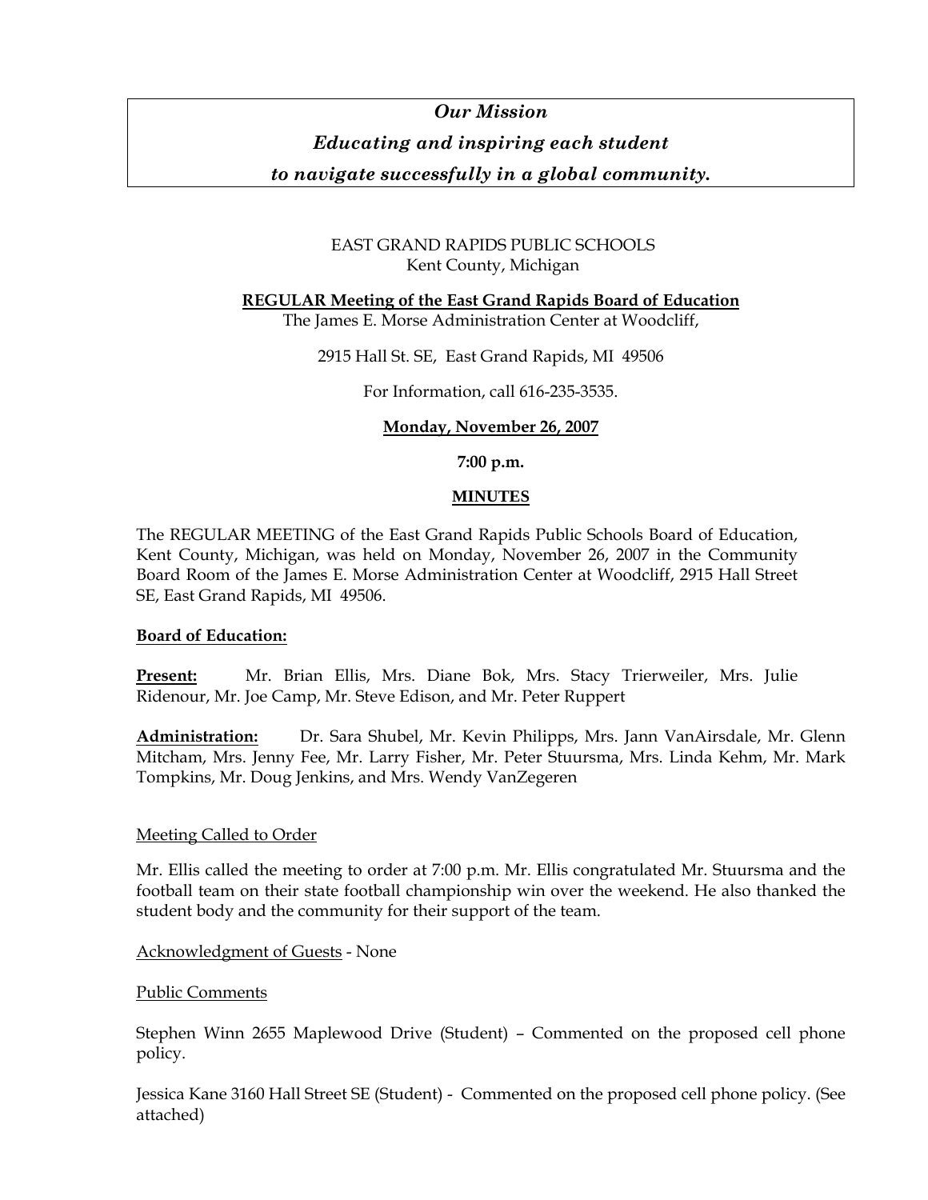***Our Mission***

***Educating and inspiring each student***

***to navigate successfully in a global community.***

EAST GRAND RAPIDS PUBLIC SCHOOLS
Kent County, Michigan

**REGULAR Meeting of the East Grand Rapids Board of Education**
The James E. Morse Administration Center at Woodcliff,

2915 Hall St. SE, East Grand Rapids, MI 49506

For Information, call 616-235-3535.

**Monday, November 26, 2007**

**7:00 p.m.**

**MINUTES**

The REGULAR MEETING of the East Grand Rapids Public Schools Board of Education, Kent County, Michigan, was held on Monday, November 26, 2007 in the Community Board Room of the James E. Morse Administration Center at Woodcliff, 2915 Hall Street SE, East Grand Rapids, MI 49506.

**Board of Education:**

**Present:** Mr. Brian Ellis, Mrs. Diane Bok, Mrs. Stacy Trierweiler, Mrs. Julie Ridenour, Mr. Joe Camp, Mr. Steve Edison, and Mr. Peter Ruppert

**Administration:** Dr. Sara Shubel, Mr. Kevin Philipps, Mrs. Jann VanAirsdale, Mr. Glenn Mitcham, Mrs. Jenny Fee, Mr. Larry Fisher, Mr. Peter Stuursma, Mrs. Linda Kehm, Mr. Mark Tompkins, Mr. Doug Jenkins, and Mrs. Wendy VanZegeren

Meeting Called to Order

Mr. Ellis called the meeting to order at 7:00 p.m. Mr. Ellis congratulated Mr. Stuursma and the football team on their state football championship win over the weekend. He also thanked the student body and the community for their support of the team.

Acknowledgment of Guests - None

Public Comments

Stephen Winn 2655 Maplewood Drive (Student) – Commented on the proposed cell phone policy.

Jessica Kane 3160 Hall Street SE (Student) - Commented on the proposed cell phone policy. (See attached)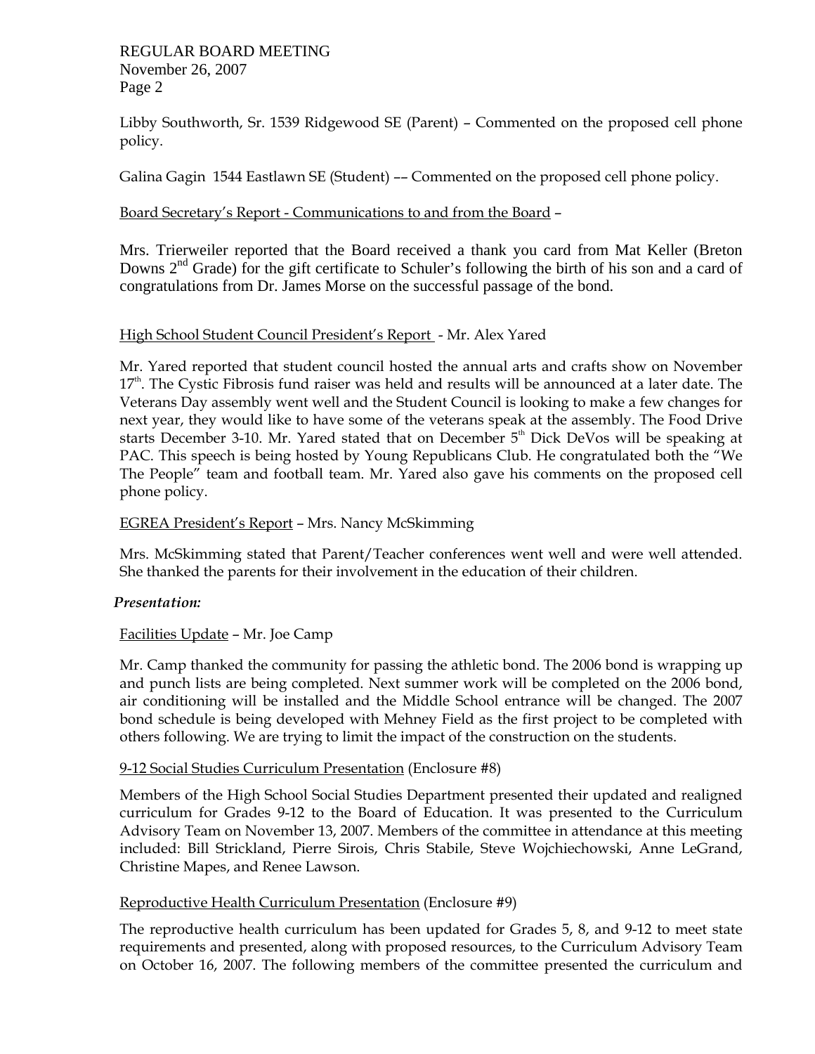Libby Southworth, Sr. 1539 Ridgewood SE (Parent) – Commented on the proposed cell phone policy.

Galina Gagin 1544 Eastlawn SE (Student) –– Commented on the proposed cell phone policy.

Board Secretary's Report - Communications to and from the Board –

Mrs. Trierweiler reported that the Board received a thank you card from Mat Keller (Breton Downs 2nd Grade) for the gift certificate to Schuler's following the birth of his son and a card of congratulations from Dr. James Morse on the successful passage of the bond.

High School Student Council President's Report - Mr. Alex Yared

Mr. Yared reported that student council hosted the annual arts and crafts show on November 17th. The Cystic Fibrosis fund raiser was held and results will be announced at a later date. The Veterans Day assembly went well and the Student Council is looking to make a few changes for next year, they would like to have some of the veterans speak at the assembly. The Food Drive starts December 3-10. Mr. Yared stated that on December 5th Dick DeVos will be speaking at PAC. This speech is being hosted by Young Republicans Club. He congratulated both the "We The People" team and football team. Mr. Yared also gave his comments on the proposed cell phone policy.

EGREA President's Report – Mrs. Nancy McSkimming

Mrs. McSkimming stated that Parent/Teacher conferences went well and were well attended. She thanked the parents for their involvement in the education of their children.

*Presentation:*

Facilities Update – Mr. Joe Camp

Mr. Camp thanked the community for passing the athletic bond. The 2006 bond is wrapping up and punch lists are being completed. Next summer work will be completed on the 2006 bond, air conditioning will be installed and the Middle School entrance will be changed. The 2007 bond schedule is being developed with Mehney Field as the first project to be completed with others following. We are trying to limit the impact of the construction on the students.

9-12 Social Studies Curriculum Presentation (Enclosure #8)

Members of the High School Social Studies Department presented their updated and realigned curriculum for Grades 9-12 to the Board of Education. It was presented to the Curriculum Advisory Team on November 13, 2007. Members of the committee in attendance at this meeting included: Bill Strickland, Pierre Sirois, Chris Stabile, Steve Wojchiechowski, Anne LeGrand, Christine Mapes, and Renee Lawson.

Reproductive Health Curriculum Presentation (Enclosure #9)

The reproductive health curriculum has been updated for Grades 5, 8, and 9-12 to meet state requirements and presented, along with proposed resources, to the Curriculum Advisory Team on October 16, 2007. The following members of the committee presented the curriculum and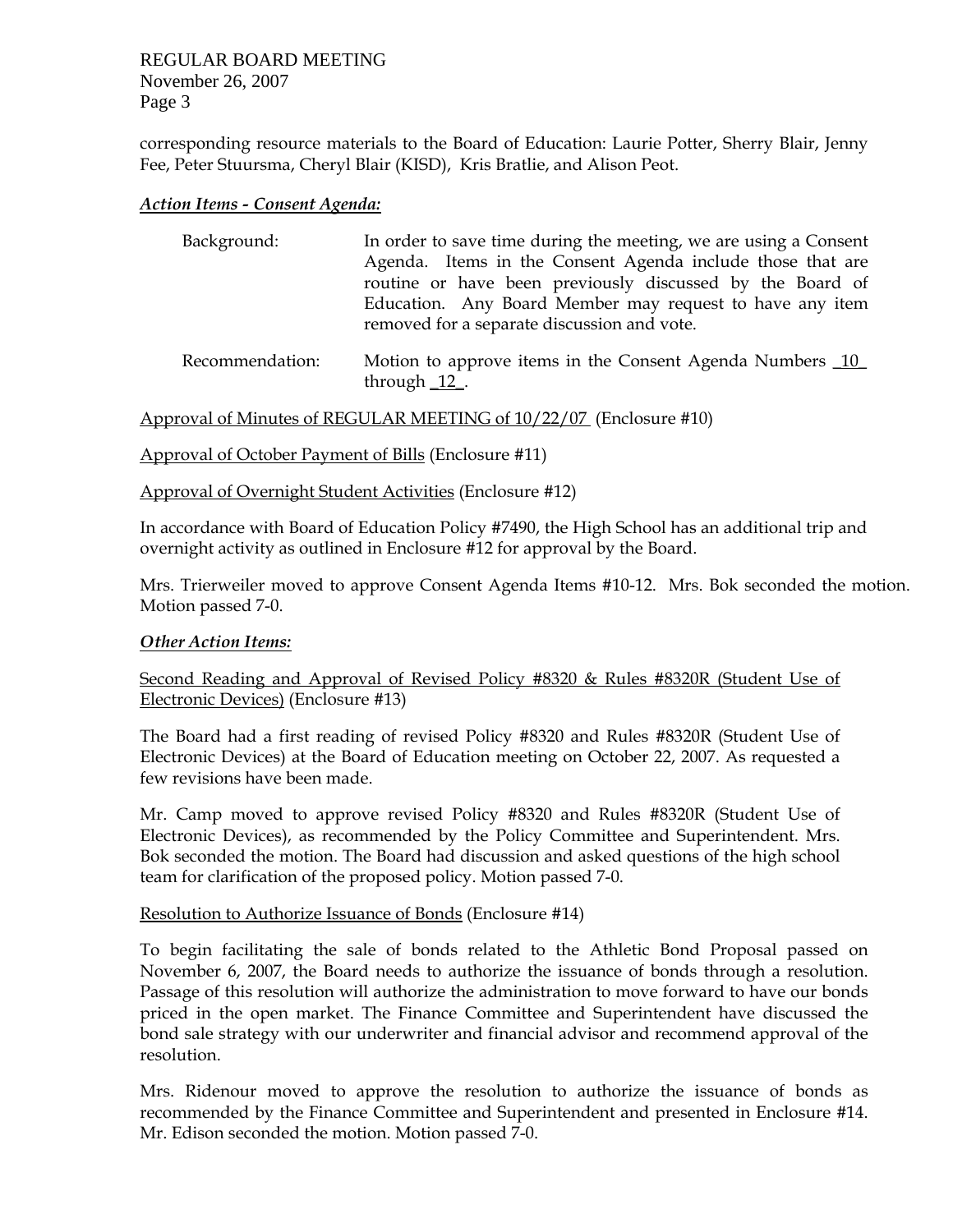corresponding resource materials to the Board of Education: Laurie Potter, Sherry Blair, Jenny Fee, Peter Stuursma, Cheryl Blair (KISD), Kris Bratlie, and Alison Peot.

***Action Items - Consent Agenda:***

| | |
|---|---|
| Background: | In order to save time during the meeting, we are using a Consent Agenda. Items in the Consent Agenda include those that are routine or have been previously discussed by the Board of Education. Any Board Member may request to have any item removed for a separate discussion and vote. |
| Recommendation: | Motion to approve items in the Consent Agenda Numbers _10_ through _12_. |

Approval of Minutes of REGULAR MEETING of 10/22/07 (Enclosure #10)

Approval of October Payment of Bills (Enclosure #11)

Approval of Overnight Student Activities (Enclosure #12)

In accordance with Board of Education Policy #7490, the High School has an additional trip and overnight activity as outlined in Enclosure #12 for approval by the Board.

Mrs. Trierweiler moved to approve Consent Agenda Items #10-12. Mrs. Bok seconded the motion. Motion passed 7-0.

***Other Action Items:***

Second Reading and Approval of Revised Policy #8320 & Rules #8320R (Student Use of Electronic Devices) (Enclosure #13)

The Board had a first reading of revised Policy #8320 and Rules #8320R (Student Use of Electronic Devices) at the Board of Education meeting on October 22, 2007. As requested a few revisions have been made.

Mr. Camp moved to approve revised Policy #8320 and Rules #8320R (Student Use of Electronic Devices), as recommended by the Policy Committee and Superintendent. Mrs. Bok seconded the motion. The Board had discussion and asked questions of the high school team for clarification of the proposed policy. Motion passed 7-0.

Resolution to Authorize Issuance of Bonds (Enclosure #14)

To begin facilitating the sale of bonds related to the Athletic Bond Proposal passed on November 6, 2007, the Board needs to authorize the issuance of bonds through a resolution. Passage of this resolution will authorize the administration to move forward to have our bonds priced in the open market. The Finance Committee and Superintendent have discussed the bond sale strategy with our underwriter and financial advisor and recommend approval of the resolution.

Mrs. Ridenour moved to approve the resolution to authorize the issuance of bonds as recommended by the Finance Committee and Superintendent and presented in Enclosure #14. Mr. Edison seconded the motion. Motion passed 7-0.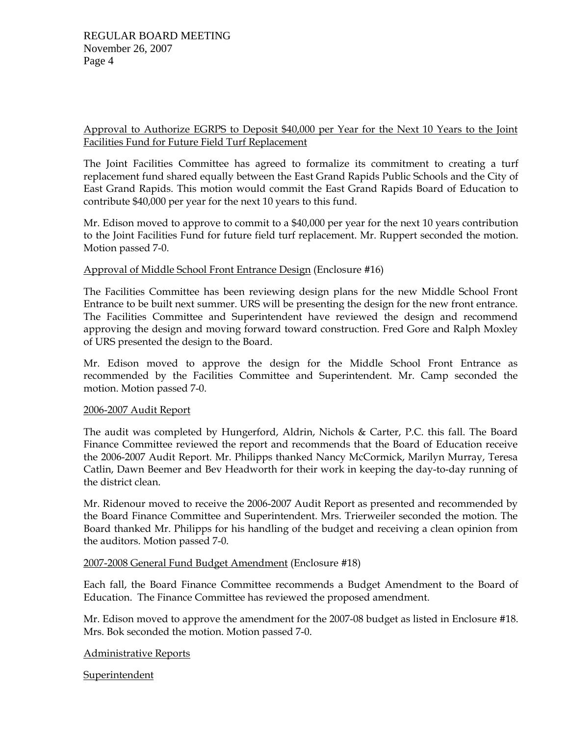Approval to Authorize EGRPS to Deposit $40,000 per Year for the Next 10 Years to the Joint Facilities Fund for Future Field Turf Replacement

The Joint Facilities Committee has agreed to formalize its commitment to creating a turf replacement fund shared equally between the East Grand Rapids Public Schools and the City of East Grand Rapids. This motion would commit the East Grand Rapids Board of Education to contribute $40,000 per year for the next 10 years to this fund.

Mr. Edison moved to approve to commit to a $40,000 per year for the next 10 years contribution to the Joint Facilities Fund for future field turf replacement. Mr. Ruppert seconded the motion. Motion passed 7-0.

Approval of Middle School Front Entrance Design (Enclosure #16)

The Facilities Committee has been reviewing design plans for the new Middle School Front Entrance to be built next summer. URS will be presenting the design for the new front entrance. The Facilities Committee and Superintendent have reviewed the design and recommend approving the design and moving forward toward construction. Fred Gore and Ralph Moxley of URS presented the design to the Board.

Mr. Edison moved to approve the design for the Middle School Front Entrance as recommended by the Facilities Committee and Superintendent. Mr. Camp seconded the motion. Motion passed 7-0.

2006-2007 Audit Report

The audit was completed by Hungerford, Aldrin, Nichols & Carter, P.C. this fall. The Board Finance Committee reviewed the report and recommends that the Board of Education receive the 2006-2007 Audit Report. Mr. Philipps thanked Nancy McCormick, Marilyn Murray, Teresa Catlin, Dawn Beemer and Bev Headworth for their work in keeping the day-to-day running of the district clean.

Mr. Ridenour moved to receive the 2006-2007 Audit Report as presented and recommended by the Board Finance Committee and Superintendent. Mrs. Trierweiler seconded the motion. The Board thanked Mr. Philipps for his handling of the budget and receiving a clean opinion from the auditors. Motion passed 7-0.

2007-2008 General Fund Budget Amendment (Enclosure #18)

Each fall, the Board Finance Committee recommends a Budget Amendment to the Board of Education. The Finance Committee has reviewed the proposed amendment.

Mr. Edison moved to approve the amendment for the 2007-08 budget as listed in Enclosure #18. Mrs. Bok seconded the motion. Motion passed 7-0.

Administrative Reports

Superintendent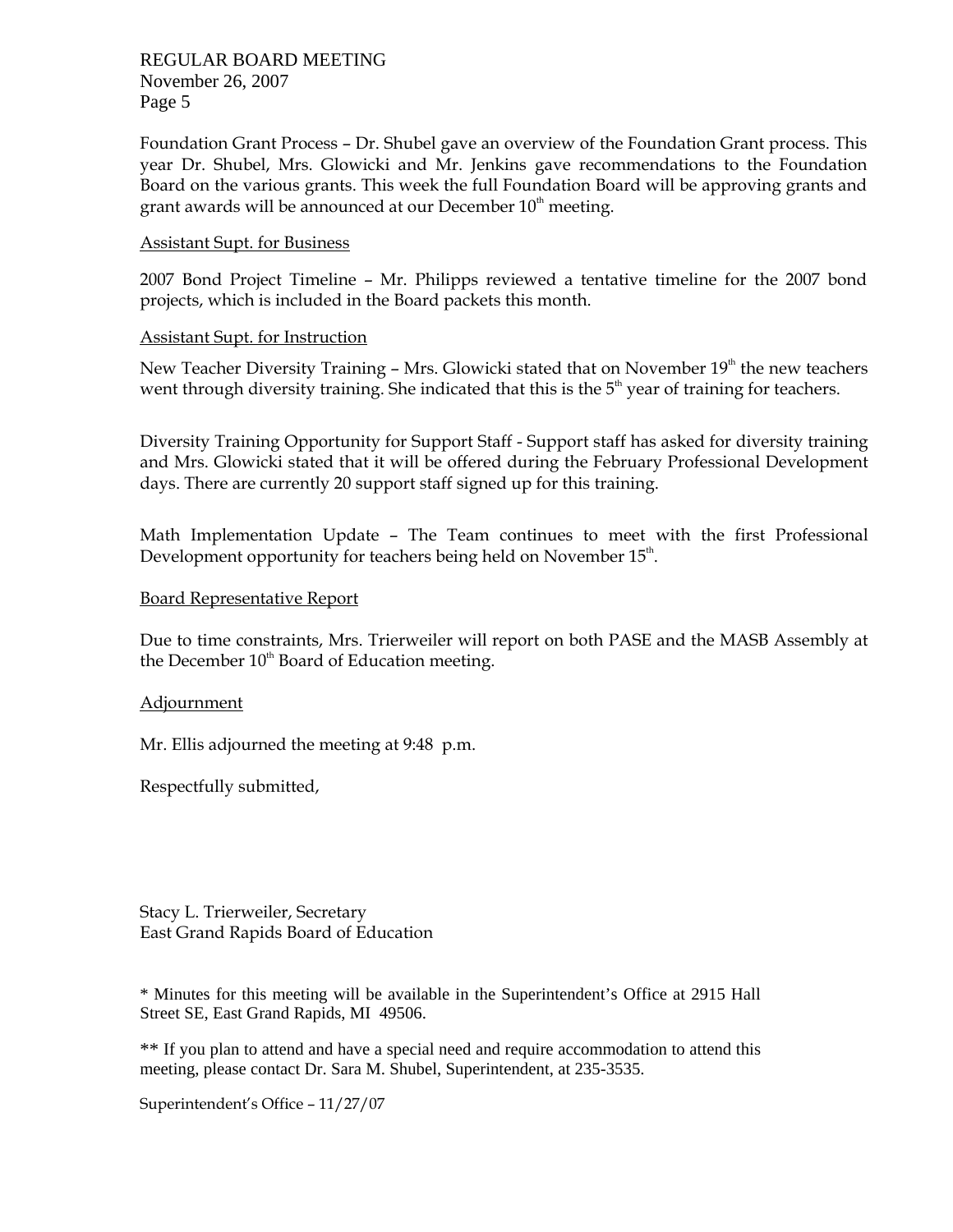Foundation Grant Process – Dr. Shubel gave an overview of the Foundation Grant process. This year Dr. Shubel, Mrs. Glowicki and Mr. Jenkins gave recommendations to the Foundation Board on the various grants. This week the full Foundation Board will be approving grants and grant awards will be announced at our December 10th meeting.

Assistant Supt. for Business

2007 Bond Project Timeline – Mr. Philipps reviewed a tentative timeline for the 2007 bond projects, which is included in the Board packets this month.

Assistant Supt. for Instruction

New Teacher Diversity Training – Mrs. Glowicki stated that on November 19th the new teachers went through diversity training. She indicated that this is the 5th year of training for teachers.

Diversity Training Opportunity for Support Staff - Support staff has asked for diversity training and Mrs. Glowicki stated that it will be offered during the February Professional Development days. There are currently 20 support staff signed up for this training.

Math Implementation Update – The Team continues to meet with the first Professional Development opportunity for teachers being held on November 15th.

Board Representative Report

Due to time constraints, Mrs. Trierweiler will report on both PASE and the MASB Assembly at the December 10th Board of Education meeting.

Adjournment

Mr. Ellis adjourned the meeting at 9:48 p.m.

Respectfully submitted,

Stacy L. Trierweiler, Secretary
East Grand Rapids Board of Education

* Minutes for this meeting will be available in the Superintendent's Office at 2915 Hall Street SE, East Grand Rapids, MI 49506.

** If you plan to attend and have a special need and require accommodation to attend this meeting, please contact Dr. Sara M. Shubel, Superintendent, at 235-3535.

Superintendent's Office – 11/27/07